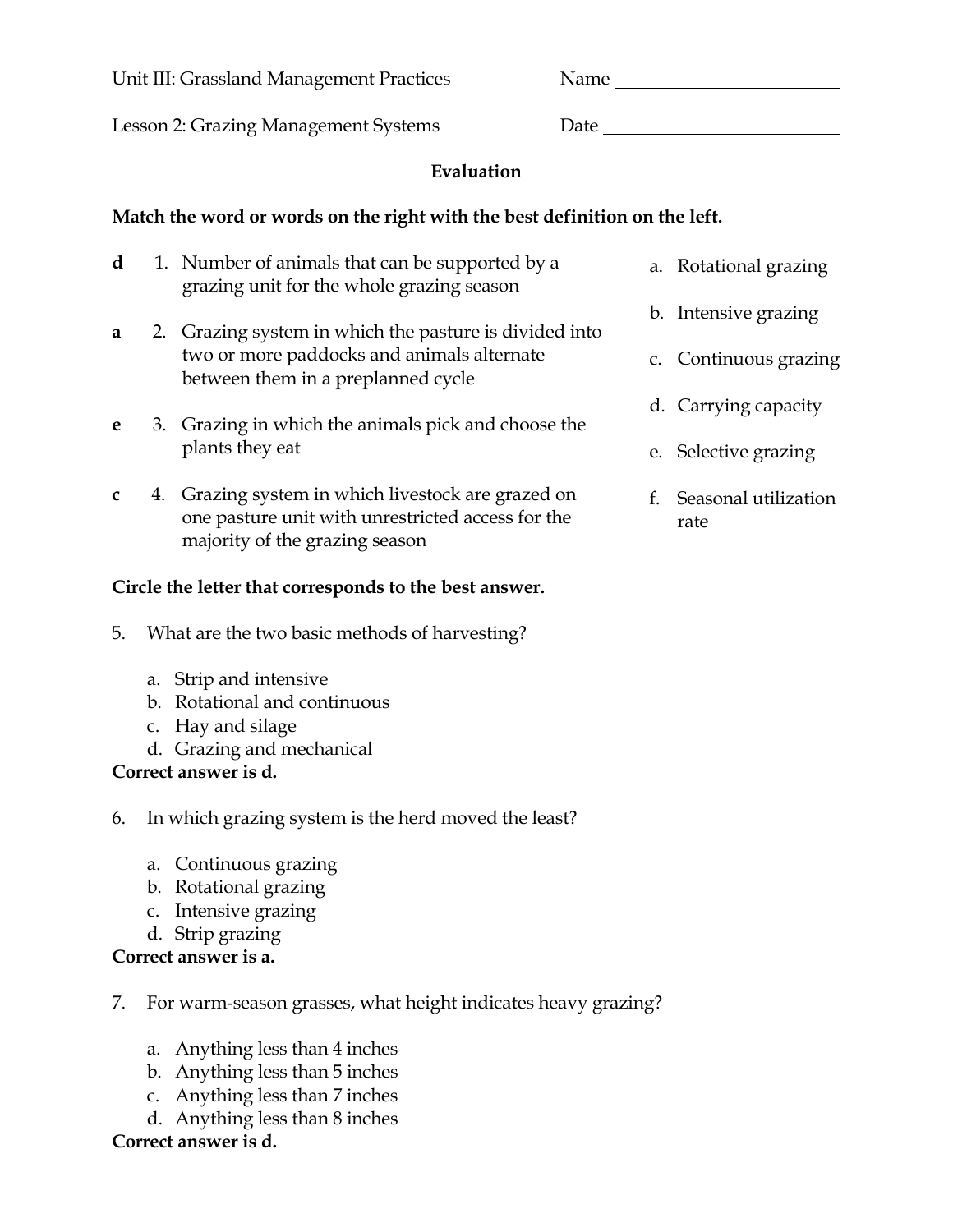Unit III: Grassland Management Practices  Name ________________________

Lesson 2: Grazing Management Systems  Date ________________________

**Evaluation**

**Match the word or words on the right with the best definition on the left.**

**d** 1. Number of animals that can be supported by a grazing unit for the whole grazing season

**a** 2. Grazing system in which the pasture is divided into two or more paddocks and animals alternate between them in a preplanned cycle

**e** 3. Grazing in which the animals pick and choose the plants they eat

**c** 4. Grazing system in which livestock are grazed on one pasture unit with unrestricted access for the majority of the grazing season

a. Rotational grazing
b. Intensive grazing
c. Continuous grazing
d. Carrying capacity
e. Selective grazing
f. Seasonal utilization rate

**Circle the letter that corresponds to the best answer.**

5. What are the two basic methods of harvesting?

   a. Strip and intensive
   b. Rotational and continuous
   c. Hay and silage
   d. Grazing and mechanical

**Correct answer is d.**

6. In which grazing system is the herd moved the least?

   a. Continuous grazing
   b. Rotational grazing
   c. Intensive grazing
   d. Strip grazing

**Correct answer is a.**

7. For warm-season grasses, what height indicates heavy grazing?

   a. Anything less than 4 inches
   b. Anything less than 5 inches
   c. Anything less than 7 inches
   d. Anything less than 8 inches

**Correct answer is d.**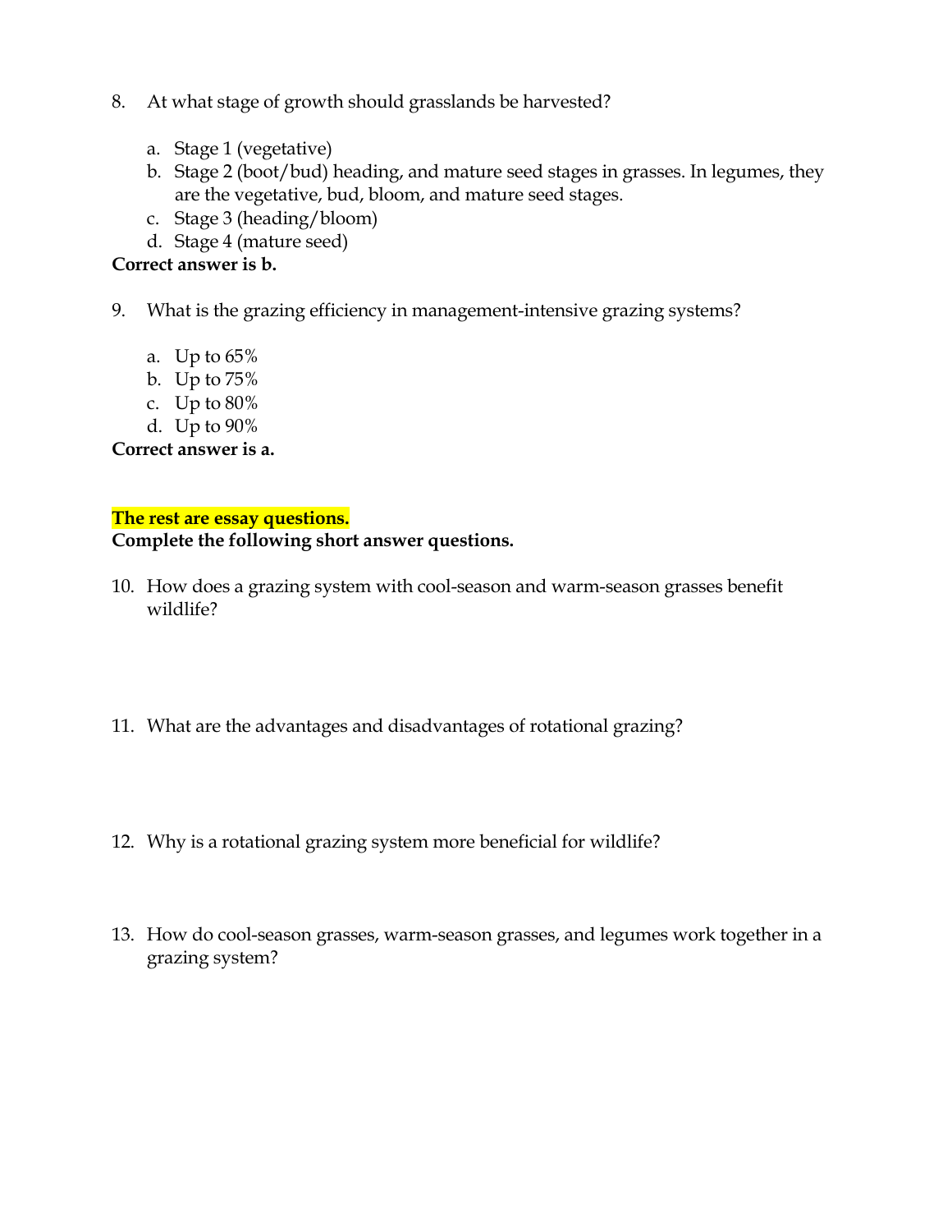8. At what stage of growth should grasslands be harvested?

    a. Stage 1 (vegetative)
    b. Stage 2 (boot/bud) heading, and mature seed stages in grasses. In legumes, they are the vegetative, bud, bloom, and mature seed stages.
    c. Stage 3 (heading/bloom)
    d. Stage 4 (mature seed)

**Correct answer is b.**

9. What is the grazing efficiency in management-intensive grazing systems?

    a. Up to 65%
    b. Up to 75%
    c. Up to 80%
    d. Up to 90%

**Correct answer is a.**

**The rest are essay questions.**
**Complete the following short answer questions.**

10. How does a grazing system with cool-season and warm-season grasses benefit wildlife?

11. What are the advantages and disadvantages of rotational grazing?

12. Why is a rotational grazing system more beneficial for wildlife?

13. How do cool-season grasses, warm-season grasses, and legumes work together in a grazing system?